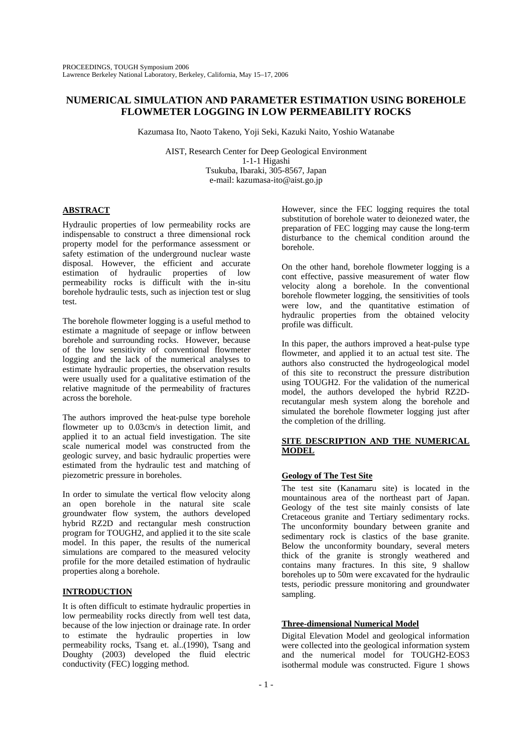# NUMERICAL SIMULATION AND PARAMETER ESTIMATION USING BOREHOLE FLOWMETER LOGGING IN LOW PERMEABILITY ROCKS

Kazumasa Ito, Naoto Takeno, Yoji Seki, Kazuki Naito, Yoshio Watanabe

AIST, Research Center for Deep Geological Environment
1-1-1 Higashi
Tsukuba, Ibaraki, 305-8567, Japan
e-mail: kazumasa-ito@aist.go.jp

## ABSTRACT

Hydraulic properties of low permeability rocks are indispensable to construct a three dimensional rock property model for the performance assessment or safety estimation of the underground nuclear waste disposal. However, the efficient and accurate estimation of hydraulic properties of low permeability rocks is difficult with the in-situ borehole hydraulic tests, such as injection test or slug test.

The borehole flowmeter logging is a useful method to estimate a magnitude of seepage or inflow between borehole and surrounding rocks. However, because of the low sensitivity of conventional flowmeter logging and the lack of the numerical analyses to estimate hydraulic properties, the observation results were usually used for a qualitative estimation of the relative magnitude of the permeability of fractures across the borehole.

The authors improved the heat-pulse type borehole flowmeter up to 0.03cm/s in detection limit, and applied it to an actual field investigation. The site scale numerical model was constructed from the geologic survey, and basic hydraulic properties were estimated from the hydraulic test and matching of piezometric pressure in boreholes.

In order to simulate the vertical flow velocity along an open borehole in the natural site scale groundwater flow system, the authors developed hybrid RZ2D and rectangular mesh construction program for TOUGH2, and applied it to the site scale model. In this paper, the results of the numerical simulations are compared to the measured velocity profile for the more detailed estimation of hydraulic properties along a borehole.

## INTRODUCTION

It is often difficult to estimate hydraulic properties in low permeability rocks directly from well test data, because of the low injection or drainage rate. In order to estimate the hydraulic properties in low permeability rocks, Tsang et. al..(1990), Tsang and Doughty (2003) developed the fluid electric conductivity (FEC) logging method.

However, since the FEC logging requires the total substitution of borehole water to deionezed water, the preparation of FEC logging may cause the long-term disturbance to the chemical condition around the borehole.

On the other hand, borehole flowmeter logging is a cont effective, passive measurement of water flow velocity along a borehole. In the conventional borehole flowmeter logging, the sensitivities of tools were low, and the quantitative estimation of hydraulic properties from the obtained velocity profile was difficult.

In this paper, the authors improved a heat-pulse type flowmeter, and applied it to an actual test site. The authors also constructed the hydrogeological model of this site to reconstruct the pressure distribution using TOUGH2. For the validation of the numerical model, the authors developed the hybrid RZ2D-recutangular mesh system along the borehole and simulated the borehole flowmeter logging just after the completion of the drilling.

## SITE DESCRIPTION AND THE NUMERICAL MODEL

### Geology of The Test Site

The test site (Kanamaru site) is located in the mountainous area of the northeast part of Japan. Geology of the test site mainly consists of late Cretaceous granite and Tertiary sedimentary rocks. The unconformity boundary between granite and sedimentary rock is clastics of the base granite. Below the unconformity boundary, several meters thick of the granite is strongly weathered and contains many fractures. In this site, 9 shallow boreholes up to 50m were excavated for the hydraulic tests, periodic pressure monitoring and groundwater sampling.

### Three-dimensional Numerical Model

Digital Elevation Model and geological information were collected into the geological information system and the numerical model for TOUGH2-EOS3 isothermal module was constructed. Figure 1 shows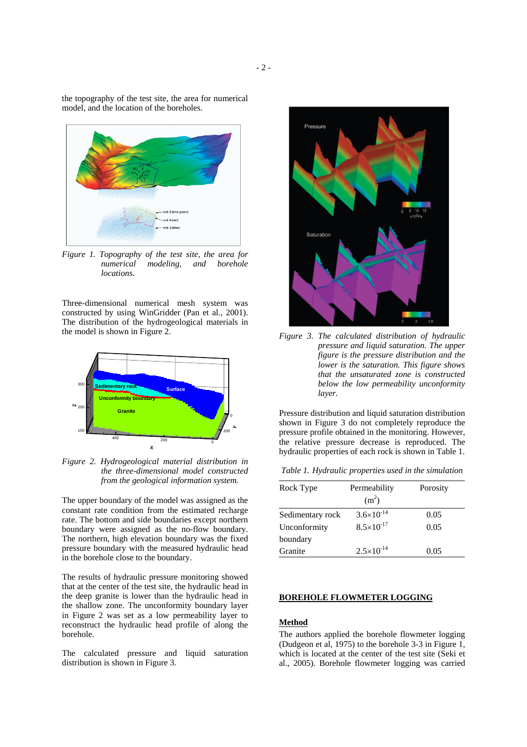the topography of the test site, the area for numerical model, and the location of the boreholes.

*Figure 1. Topography of the test site, the area for numerical modeling, and borehole locations.*

Three-dimensional numerical mesh system was constructed by using WinGridder (Pan et al., 2001). The distribution of the hydrogeological materials in the model is shown in Figure 2.

*Figure 2. Hydrogeological material distribution in the three-dimensional model constructed from the geological information system.*

The upper boundary of the model was assigned as the constant rate condition from the estimated recharge rate. The bottom and side boundaries except northern boundary were assigned as the no-flow boundary. The northern, high elevation boundary was the fixed pressure boundary with the measured hydraulic head in the borehole close to the boundary.

The results of hydraulic pressure monitoring showed that at the center of the test site, the hydraulic head in the deep granite is lower than the hydraulic head in the shallow zone. The unconformity boundary layer in Figure 2 was set as a low permeability layer to reconstruct the hydraulic head profile of along the borehole.

The calculated pressure and liquid saturation distribution is shown in Figure 3.

*Figure 3. The calculated distribution of hydraulic pressure and liquid saturation. The upper figure is the pressure distribution and the lower is the saturation. This figure shows that the unsaturated zone is constructed below the low permeability unconformity layer.*

Pressure distribution and liquid saturation distribution shown in Figure 3 do not completely reproduce the pressure profile obtained in the monitoring. However, the relative pressure decrease is reproduced. The hydraulic properties of each rock is shown in Table 1.

*Table 1. Hydraulic properties used in the simulation*

| Rock Type | Permeability ($m^2$) | Porosity |
|---|---|---|
| Sedimentary rock | $3.6\times10^{-14}$ | 0.05 |
| Unconformity boundary | $8.5\times10^{-17}$ | 0.05 |
| Granite | $2.5\times10^{-14}$ | 0.05 |

## BOREHOLE FLOWMETER LOGGING

### Method

The authors applied the borehole flowmeter logging (Dudgeon et al, 1975) to the borehole 3-3 in Figure 1, which is located at the center of the test site (Seki et al., 2005). Borehole flowmeter logging was carried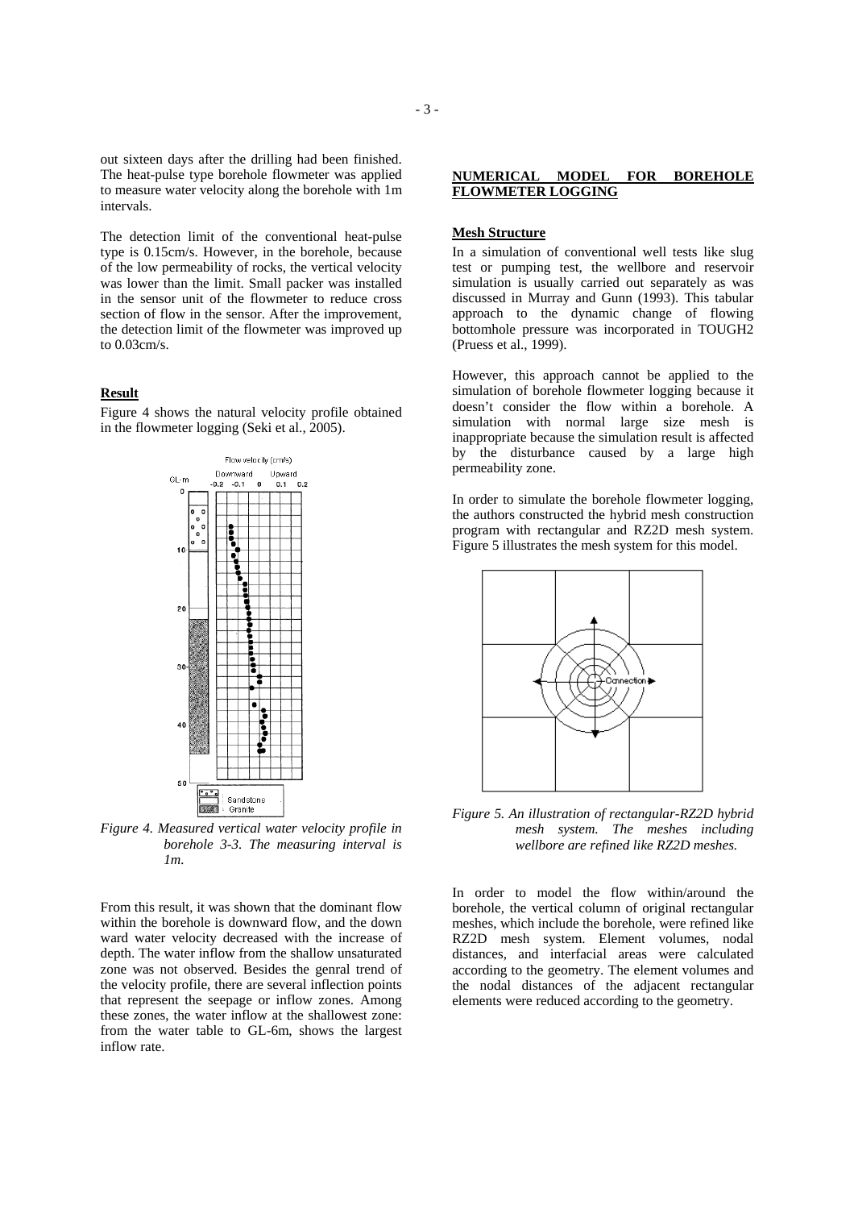out sixteen days after the drilling had been finished. The heat-pulse type borehole flowmeter was applied to measure water velocity along the borehole with 1m intervals.

The detection limit of the conventional heat-pulse type is 0.15cm/s. However, in the borehole, because of the low permeability of rocks, the vertical velocity was lower than the limit. Small packer was installed in the sensor unit of the flowmeter to reduce cross section of flow in the sensor. After the improvement, the detection limit of the flowmeter was improved up to 0.03cm/s.

### Result

Figure 4 shows the natural velocity profile obtained in the flowmeter logging (Seki et al., 2005).

*Figure 4. Measured vertical water velocity profile in borehole 3-3. The measuring interval is 1m.*

From this result, it was shown that the dominant flow within the borehole is downward flow, and the down ward water velocity decreased with the increase of depth. The water inflow from the shallow unsaturated zone was not observed. Besides the genral trend of the velocity profile, there are several inflection points that represent the seepage or inflow zones. Among these zones, the water inflow at the shallowest zone: from the water table to GL-6m, shows the largest inflow rate.

## NUMERICAL MODEL FOR BOREHOLE FLOWMETER LOGGING

### Mesh Structure

In a simulation of conventional well tests like slug test or pumping test, the wellbore and reservoir simulation is usually carried out separately as was discussed in Murray and Gunn (1993). This tabular approach to the dynamic change of flowing bottomhole pressure was incorporated in TOUGH2 (Pruess et al., 1999).

However, this approach cannot be applied to the simulation of borehole flowmeter logging because it doesn't consider the flow within a borehole. A simulation with normal large size mesh is inappropriate because the simulation result is affected by the disturbance caused by a large high permeability zone.

In order to simulate the borehole flowmeter logging, the authors constructed the hybrid mesh construction program with rectangular and RZ2D mesh system. Figure 5 illustrates the mesh system for this model.

*Figure 5. An illustration of rectangular-RZ2D hybrid mesh system. The meshes including wellbore are refined like RZ2D meshes.*

In order to model the flow within/around the borehole, the vertical column of original rectangular meshes, which include the borehole, were refined like RZ2D mesh system. Element volumes, nodal distances, and interfacial areas were calculated according to the geometry. The element volumes and the nodal distances of the adjacent rectangular elements were reduced according to the geometry.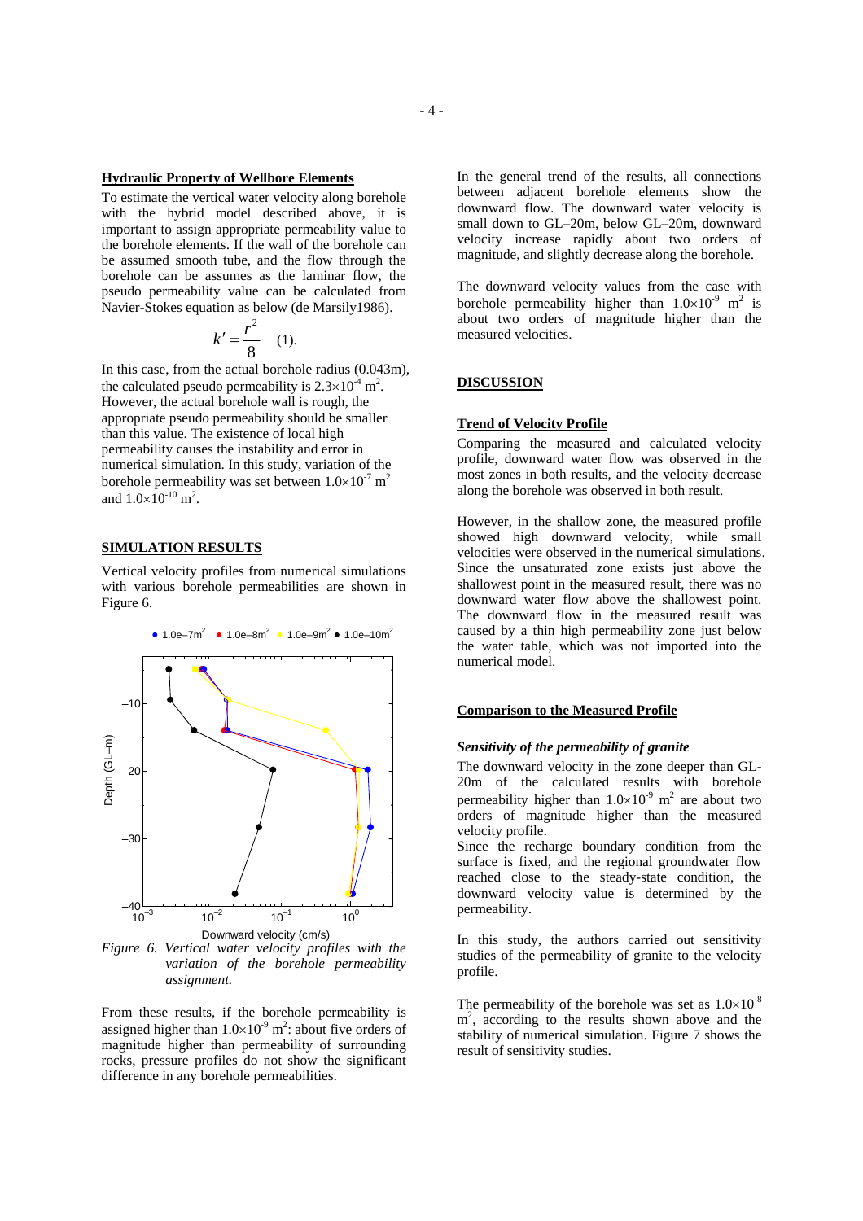### Hydraulic Property of Wellbore Elements

To estimate the vertical water velocity along borehole with the hybrid model described above, it is important to assign appropriate permeability value to the borehole elements. If the wall of the borehole can be assumed smooth tube, and the flow through the borehole can be assumes as the laminar flow, the pseudo permeability value can be calculated from Navier-Stokes equation as below (de Marsily1986).

$$k' = \frac{r^2}{8} \quad (1).$$

In this case, from the actual borehole radius (0.043m), the calculated pseudo permeability is $2.3\times10^{-4}$ $m^2$. However, the actual borehole wall is rough, the appropriate pseudo permeability should be smaller than this value. The existence of local high permeability causes the instability and error in numerical simulation. In this study, variation of the borehole permeability was set between $1.0\times10^{-7}$ $m^2$ and $1.0\times10^{-10}$ $m^2$.

## SIMULATION RESULTS

Vertical velocity profiles from numerical simulations with various borehole permeabilities are shown in Figure 6.

*Figure 6. Vertical water velocity profiles with the variation of the borehole permeability assignment.*

From these results, if the borehole permeability is assigned higher than $1.0\times10^{-9}$ $m^2$: about five orders of magnitude higher than permeability of surrounding rocks, pressure profiles do not show the significant difference in any borehole permeabilities.

In the general trend of the results, all connections between adjacent borehole elements show the downward flow. The downward water velocity is small down to GL–20m, below GL–20m, downward velocity increase rapidly about two orders of magnitude, and slightly decrease along the borehole.

The downward velocity values from the case with borehole permeability higher than $1.0\times10^{-9}$ $m^2$ is about two orders of magnitude higher than the measured velocities.

## DISCUSSION

### Trend of Velocity Profile

Comparing the measured and calculated velocity profile, downward water flow was observed in the most zones in both results, and the velocity decrease along the borehole was observed in both result.

However, in the shallow zone, the measured profile showed high downward velocity, while small velocities were observed in the numerical simulations. Since the unsaturated zone exists just above the shallowest point in the measured result, there was no downward water flow above the shallowest point. The downward flow in the measured result was caused by a thin high permeability zone just below the water table, which was not imported into the numerical model.

### Comparison to the Measured Profile

#### *Sensitivity of the permeability of granite*

The downward velocity in the zone deeper than GL-20m of the calculated results with borehole permeability higher than $1.0\times10^{-9}$ $m^2$ are about two orders of magnitude higher than the measured velocity profile.

Since the recharge boundary condition from the surface is fixed, and the regional groundwater flow reached close to the steady-state condition, the downward velocity value is determined by the permeability.

In this study, the authors carried out sensitivity studies of the permeability of granite to the velocity profile.

The permeability of the borehole was set as $1.0\times10^{-8}$ $m^2$, according to the results shown above and the stability of numerical simulation. Figure 7 shows the result of sensitivity studies.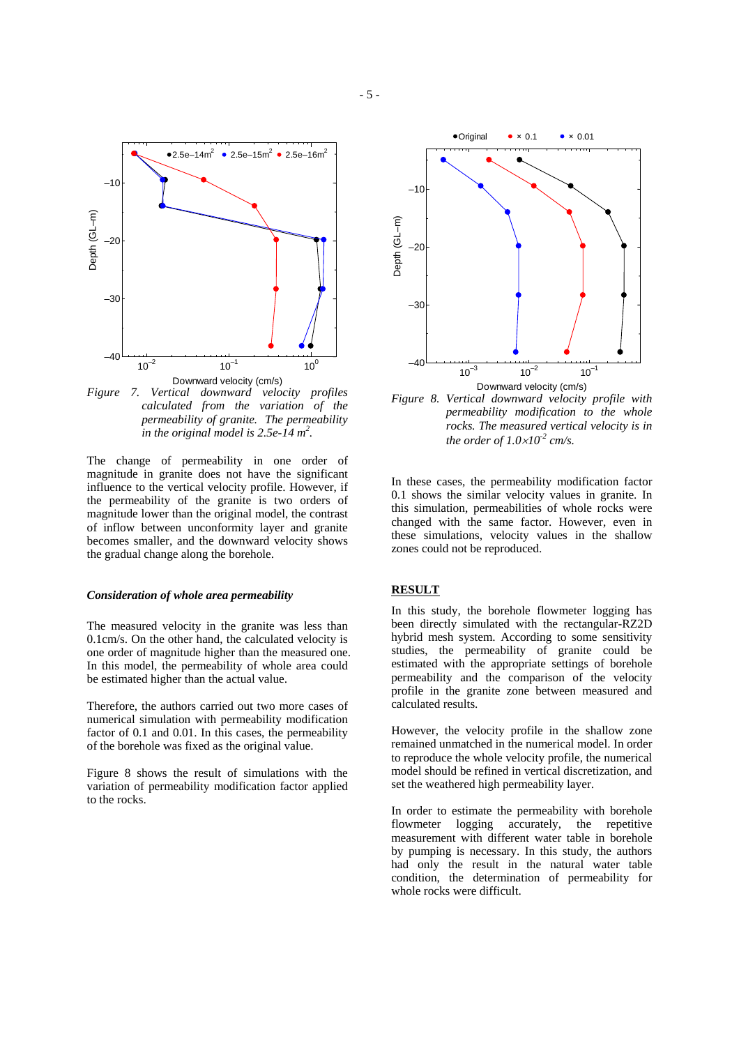*Figure 7. Vertical downward velocity profiles calculated from the variation of the permeability of granite. The permeability in the original model is 2.5e-14 $m^2$.*

The change of permeability in one order of magnitude in granite does not have the significant influence to the vertical velocity profile. However, if the permeability of the granite is two orders of magnitude lower than the original model, the contrast of inflow between unconformity layer and granite becomes smaller, and the downward velocity shows the gradual change along the borehole.

### *Consideration of whole area permeability*

The measured velocity in the granite was less than 0.1cm/s. On the other hand, the calculated velocity is one order of magnitude higher than the measured one. In this model, the permeability of whole area could be estimated higher than the actual value.

Therefore, the authors carried out two more cases of numerical simulation with permeability modification factor of 0.1 and 0.01. In this cases, the permeability of the borehole was fixed as the original value.

Figure 8 shows the result of simulations with the variation of permeability modification factor applied to the rocks.

*Figure 8. Vertical downward velocity profile with permeability modification to the whole rocks. The measured vertical velocity is in the order of $1.0\times10^{-2}$ cm/s.*

In these cases, the permeability modification factor 0.1 shows the similar velocity values in granite. In this simulation, permeabilities of whole rocks were changed with the same factor. However, even in these simulations, velocity values in the shallow zones could not be reproduced.

## RESULT

In this study, the borehole flowmeter logging has been directly simulated with the rectangular-RZ2D hybrid mesh system. According to some sensitivity studies, the permeability of granite could be estimated with the appropriate settings of borehole permeability and the comparison of the velocity profile in the granite zone between measured and calculated results.

However, the velocity profile in the shallow zone remained unmatched in the numerical model. In order to reproduce the whole velocity profile, the numerical model should be refined in vertical discretization, and set the weathered high permeability layer.

In order to estimate the permeability with borehole flowmeter logging accurately, the repetitive measurement with different water table in borehole by pumping is necessary. In this study, the authors had only the result in the natural water table condition, the determination of permeability for whole rocks were difficult.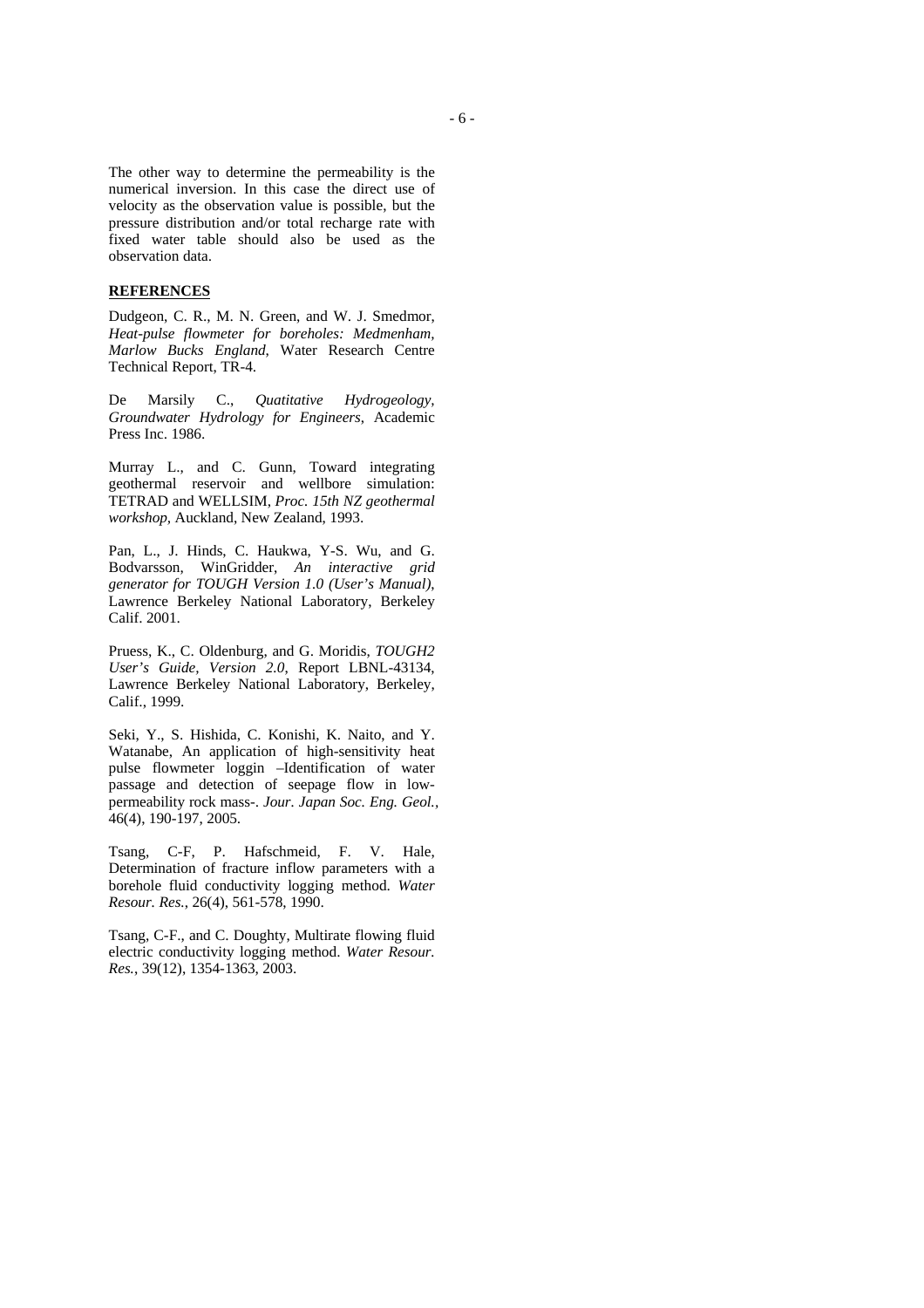The other way to determine the permeability is the numerical inversion. In this case the direct use of velocity as the observation value is possible, but the pressure distribution and/or total recharge rate with fixed water table should also be used as the observation data.

## REFERENCES

Dudgeon, C. R., M. N. Green, and W. J. Smedmor, *Heat-pulse flowmeter for boreholes: Medmenham, Marlow Bucks England*, Water Research Centre Technical Report, TR-4.

De Marsily C., *Quatitative Hydrogeology, Groundwater Hydrology for Engineers*, Academic Press Inc. 1986.

Murray L., and C. Gunn, Toward integrating geothermal reservoir and wellbore simulation: TETRAD and WELLSIM, *Proc. 15th NZ geothermal workshop*, Auckland, New Zealand, 1993.

Pan, L., J. Hinds, C. Haukwa, Y-S. Wu, and G. Bodvarsson, WinGridder, *An interactive grid generator for TOUGH Version 1.0 (User's Manual)*, Lawrence Berkeley National Laboratory, Berkeley Calif. 2001.

Pruess, K., C. Oldenburg, and G. Moridis, *TOUGH2 User's Guide, Version 2.0*, Report LBNL-43134, Lawrence Berkeley National Laboratory, Berkeley, Calif., 1999.

Seki, Y., S. Hishida, C. Konishi, K. Naito, and Y. Watanabe, An application of high-sensitivity heat pulse flowmeter loggin –Identification of water passage and detection of seepage flow in low-permeability rock mass-. *Jour. Japan Soc. Eng. Geol.*, 46(4), 190-197, 2005.

Tsang, C-F, P. Hafschmeid, F. V. Hale, Determination of fracture inflow parameters with a borehole fluid conductivity logging method. *Water Resour. Res.*, 26(4), 561-578, 1990.

Tsang, C-F., and C. Doughty, Multirate flowing fluid electric conductivity logging method. *Water Resour. Res.*, 39(12), 1354-1363, 2003.